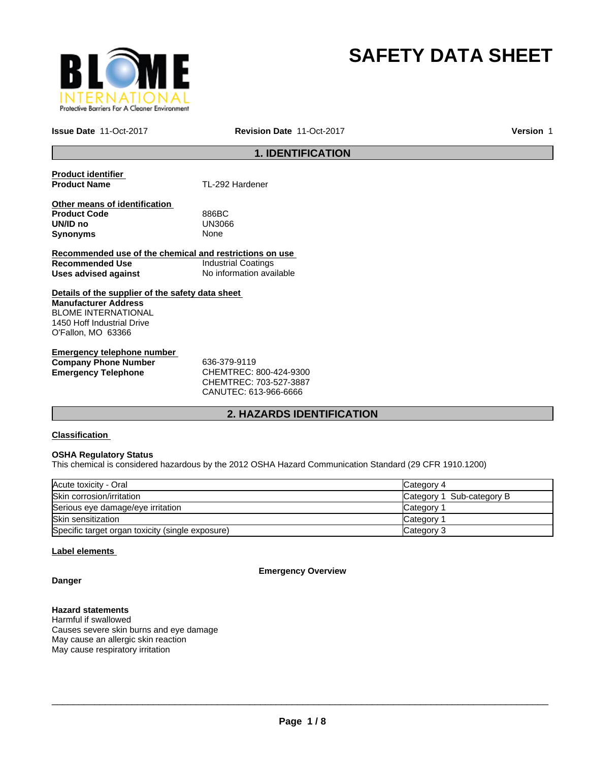# SAFETY DATA SHEET

**Issue Date** 11-Oct-2017 **Revision Date** 11-Oct-2017 **Version** 1

## 1. IDENTIFICATION

**Product identifier**

**Product Name** TL-292 Hardener

**Other means of identification**

**Product Code** 886BC
**UN/ID no** UN3066
**Synonyms** None

**Recommended use of the chemical and restrictions on use**

**Recommended Use** Industrial Coatings
**Uses advised against** No information available

**Details of the supplier of the safety data sheet**

**Manufacturer Address**
BLOME INTERNATIONAL
1450 Hoff Industrial Drive
O'Fallon, MO 63366

**Emergency telephone number**

**Company Phone Number** 636-379-9119
**Emergency Telephone** CHEMTREC: 800-424-9300
CHEMTREC: 703-527-3887
CANUTEC: 613-966-6666

## 2. HAZARDS IDENTIFICATION

**Classification**

**OSHA Regulatory Status**
This chemical is considered hazardous by the 2012 OSHA Hazard Communication Standard (29 CFR 1910.1200)

| | |
|---|---|
| Acute toxicity - Oral | Category 4 |
| Skin corrosion/irritation | Category 1 Sub-category B |
| Serious eye damage/eye irritation | Category 1 |
| Skin sensitization | Category 1 |
| Specific target organ toxicity (single exposure) | Category 3 |

**Label elements**

**Emergency Overview**

**Danger**

**Hazard statements**
Harmful if swallowed
Causes severe skin burns and eye damage
May cause an allergic skin reaction
May cause respiratory irritation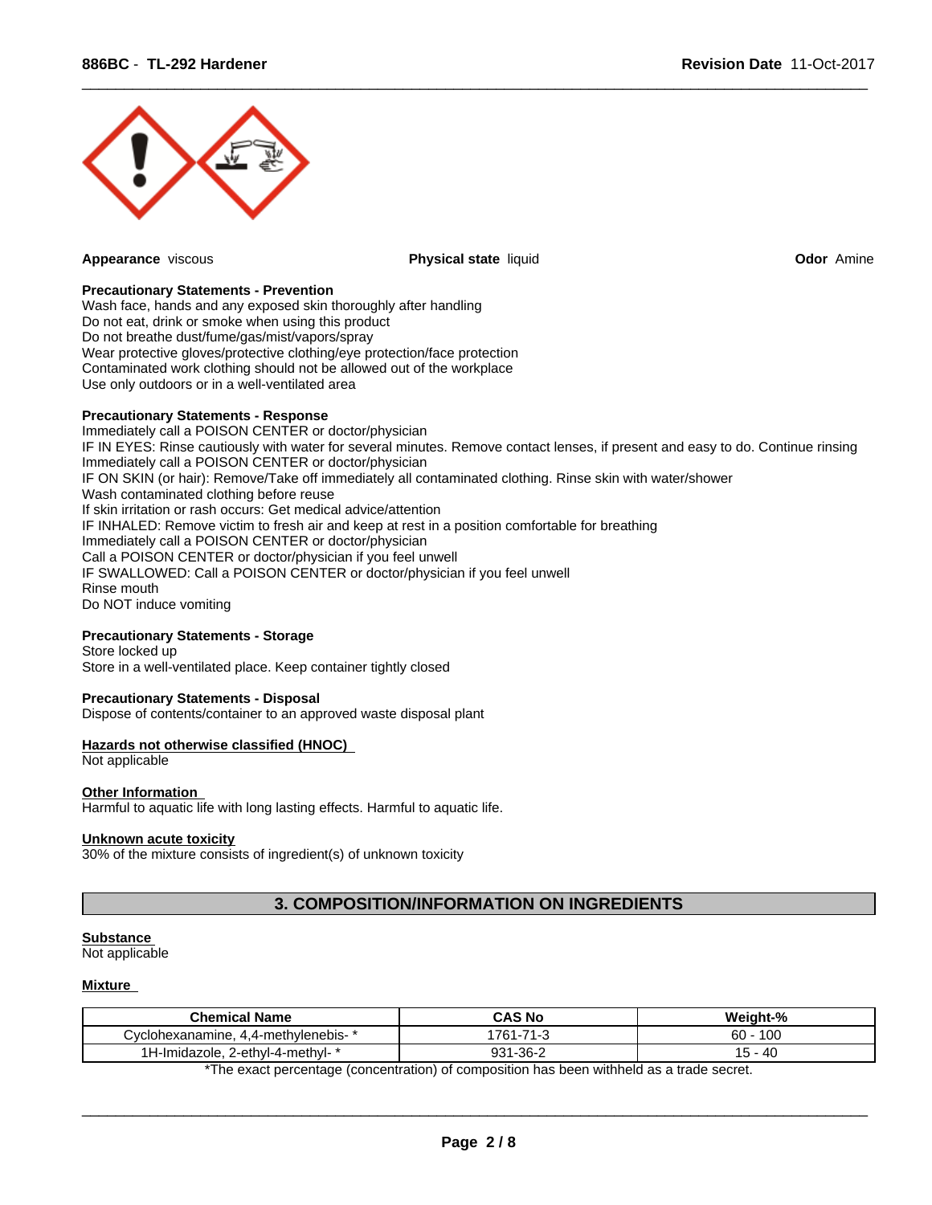**Appearance** viscous

**Physical state** liquid

**Odor** Amine

**Precautionary Statements - Prevention**

Wash face, hands and any exposed skin thoroughly after handling
Do not eat, drink or smoke when using this product
Do not breathe dust/fume/gas/mist/vapors/spray
Wear protective gloves/protective clothing/eye protection/face protection
Contaminated work clothing should not be allowed out of the workplace
Use only outdoors or in a well-ventilated area

**Precautionary Statements - Response**

Immediately call a POISON CENTER or doctor/physician
IF IN EYES: Rinse cautiously with water for several minutes. Remove contact lenses, if present and easy to do. Continue rinsing
Immediately call a POISON CENTER or doctor/physician
IF ON SKIN (or hair): Remove/Take off immediately all contaminated clothing. Rinse skin with water/shower
Wash contaminated clothing before reuse
If skin irritation or rash occurs: Get medical advice/attention
IF INHALED: Remove victim to fresh air and keep at rest in a position comfortable for breathing
Immediately call a POISON CENTER or doctor/physician
Call a POISON CENTER or doctor/physician if you feel unwell
IF SWALLOWED: Call a POISON CENTER or doctor/physician if you feel unwell
Rinse mouth
Do NOT induce vomiting

**Precautionary Statements - Storage**

Store locked up
Store in a well-ventilated place. Keep container tightly closed

**Precautionary Statements - Disposal**

Dispose of contents/container to an approved waste disposal plant

**Hazards not otherwise classified (HNOC)**

Not applicable

**Other Information**

Harmful to aquatic life with long lasting effects. Harmful to aquatic life.

**Unknown acute toxicity**

30% of the mixture consists of ingredient(s) of unknown toxicity

## 3. COMPOSITION/INFORMATION ON INGREDIENTS

**Substance**

Not applicable

**Mixture**

| Chemical Name | CAS No | Weight-% |
|---|---|---|
| Cyclohexanamine, 4,4-methylenebis- * | 1761-71-3 | 60 - 100 |
| 1H-Imidazole, 2-ethyl-4-methyl- * | 931-36-2 | 15 - 40 |

*The exact percentage (concentration) of composition has been withheld as a trade secret.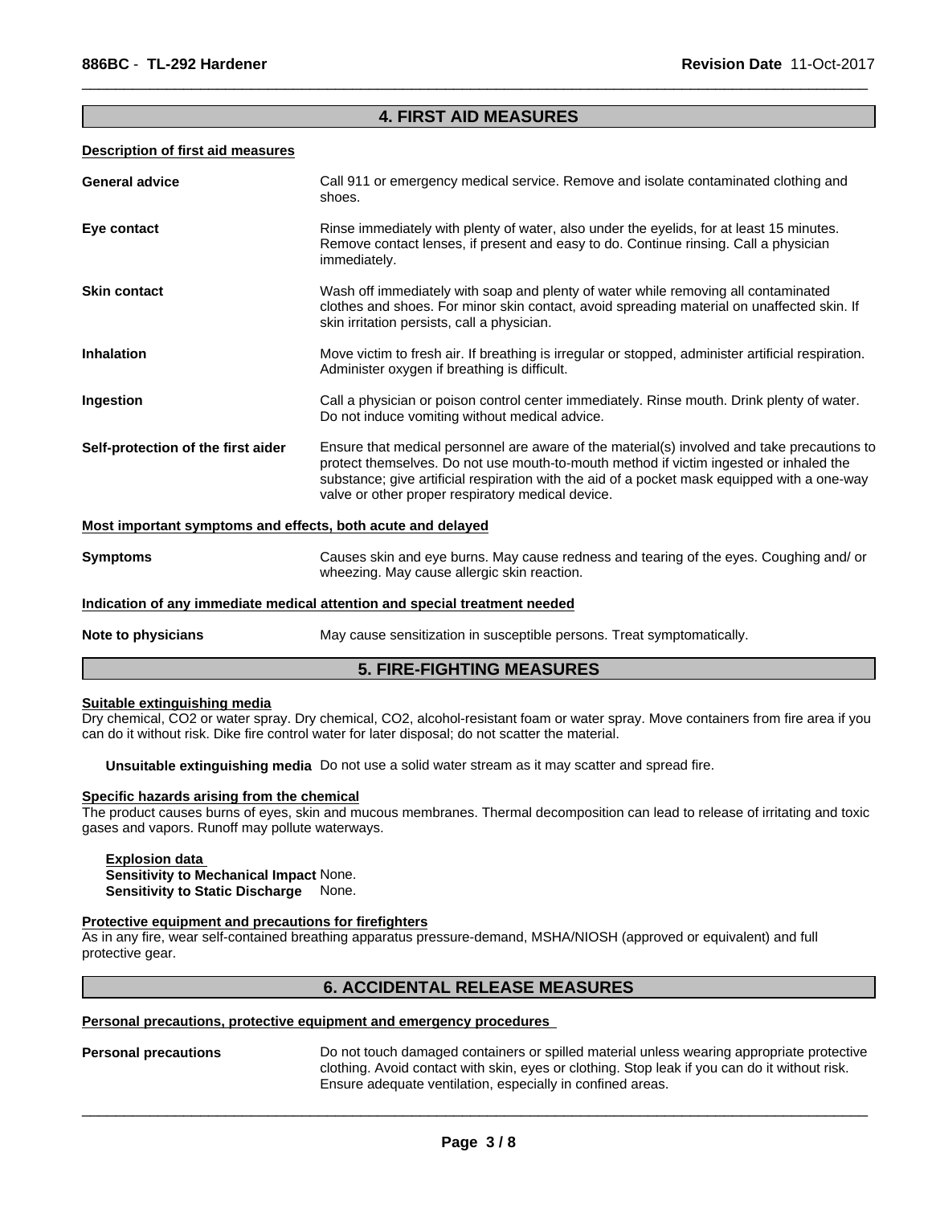## 4. FIRST AID MEASURES

**Description of first aid measures**

| | |
|---|---|
| **General advice** | Call 911 or emergency medical service. Remove and isolate contaminated clothing and shoes. |
| **Eye contact** | Rinse immediately with plenty of water, also under the eyelids, for at least 15 minutes. Remove contact lenses, if present and easy to do. Continue rinsing. Call a physician immediately. |
| **Skin contact** | Wash off immediately with soap and plenty of water while removing all contaminated clothes and shoes. For minor skin contact, avoid spreading material on unaffected skin. If skin irritation persists, call a physician. |
| **Inhalation** | Move victim to fresh air. If breathing is irregular or stopped, administer artificial respiration. Administer oxygen if breathing is difficult. |
| **Ingestion** | Call a physician or poison control center immediately. Rinse mouth. Drink plenty of water. Do not induce vomiting without medical advice. |
| **Self-protection of the first aider** | Ensure that medical personnel are aware of the material(s) involved and take precautions to protect themselves. Do not use mouth-to-mouth method if victim ingested or inhaled the substance; give artificial respiration with the aid of a pocket mask equipped with a one-way valve or other proper respiratory medical device. |

**Most important symptoms and effects, both acute and delayed**

| | |
|---|---|
| **Symptoms** | Causes skin and eye burns. May cause redness and tearing of the eyes. Coughing and/ or wheezing. May cause allergic skin reaction. |

**Indication of any immediate medical attention and special treatment needed**

| | |
|---|---|
| **Note to physicians** | May cause sensitization in susceptible persons. Treat symptomatically. |

## 5. FIRE-FIGHTING MEASURES

**Suitable extinguishing media**

Dry chemical, $CO_2$ or water spray. Dry chemical, $CO_2$, alcohol-resistant foam or water spray. Move containers from fire area if you can do it without risk. Dike fire control water for later disposal; do not scatter the material.

**Unsuitable extinguishing media** Do not use a solid water stream as it may scatter and spread fire.

**Specific hazards arising from the chemical**

The product causes burns of eyes, skin and mucous membranes. Thermal decomposition can lead to release of irritating and toxic gases and vapors. Runoff may pollute waterways.

**Explosion data**

**Sensitivity to Mechanical Impact** None.
**Sensitivity to Static Discharge** None.

**Protective equipment and precautions for firefighters**

As in any fire, wear self-contained breathing apparatus pressure-demand, MSHA/NIOSH (approved or equivalent) and full protective gear.

## 6. ACCIDENTAL RELEASE MEASURES

**Personal precautions, protective equipment and emergency procedures**

| | |
|---|---|
| **Personal precautions** | Do not touch damaged containers or spilled material unless wearing appropriate protective clothing. Avoid contact with skin, eyes or clothing. Stop leak if you can do it without risk. Ensure adequate ventilation, especially in confined areas. |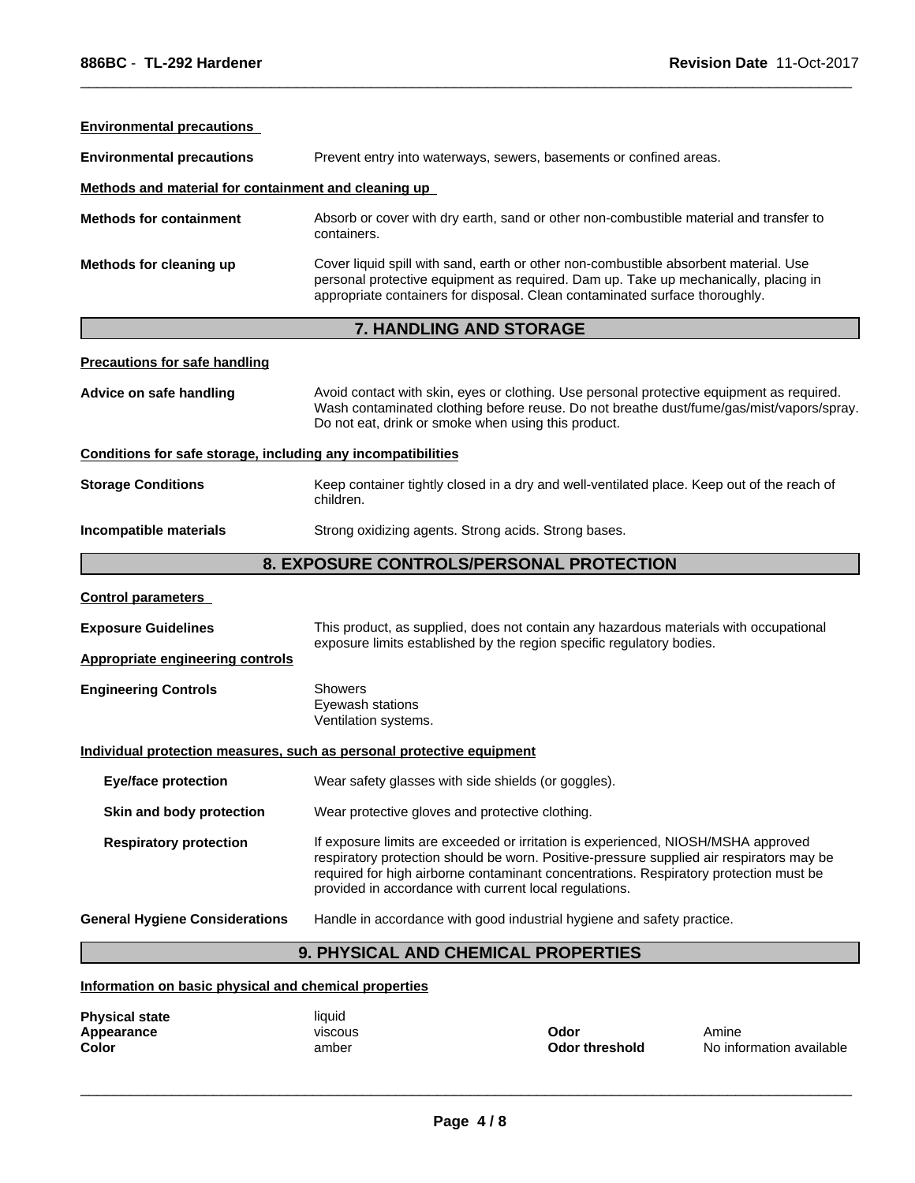**Environmental precautions**

**Environmental precautions** Prevent entry into waterways, sewers, basements or confined areas.

**Methods and material for containment and cleaning up**

**Methods for containment** Absorb or cover with dry earth, sand or other non-combustible material and transfer to containers.

**Methods for cleaning up** Cover liquid spill with sand, earth or other non-combustible absorbent material. Use personal protective equipment as required. Dam up. Take up mechanically, placing in appropriate containers for disposal. Clean contaminated surface thoroughly.

## 7. HANDLING AND STORAGE

**Precautions for safe handling**

**Advice on safe handling** Avoid contact with skin, eyes or clothing. Use personal protective equipment as required. Wash contaminated clothing before reuse. Do not breathe dust/fume/gas/mist/vapors/spray. Do not eat, drink or smoke when using this product.

**Conditions for safe storage, including any incompatibilities**

**Storage Conditions** Keep container tightly closed in a dry and well-ventilated place. Keep out of the reach of children.

**Incompatible materials** Strong oxidizing agents. Strong acids. Strong bases.

## 8. EXPOSURE CONTROLS/PERSONAL PROTECTION

**Control parameters**

**Exposure Guidelines** This product, as supplied, does not contain any hazardous materials with occupational exposure limits established by the region specific regulatory bodies.

**Appropriate engineering controls**

**Engineering Controls** Showers
Eyewash stations
Ventilation systems.

**Individual protection measures, such as personal protective equipment**

**Eye/face protection** Wear safety glasses with side shields (or goggles).

**Skin and body protection** Wear protective gloves and protective clothing.

**Respiratory protection** If exposure limits are exceeded or irritation is experienced, NIOSH/MSHA approved respiratory protection should be worn. Positive-pressure supplied air respirators may be required for high airborne contaminant concentrations. Respiratory protection must be provided in accordance with current local regulations.

**General Hygiene Considerations** Handle in accordance with good industrial hygiene and safety practice.

## 9. PHYSICAL AND CHEMICAL PROPERTIES

**Information on basic physical and chemical properties**

| | | | |
|---|---|---|---|
| **Physical state** | liquid | | |
| **Appearance** | viscous | **Odor** | Amine |
| **Color** | amber | **Odor threshold** | No information available |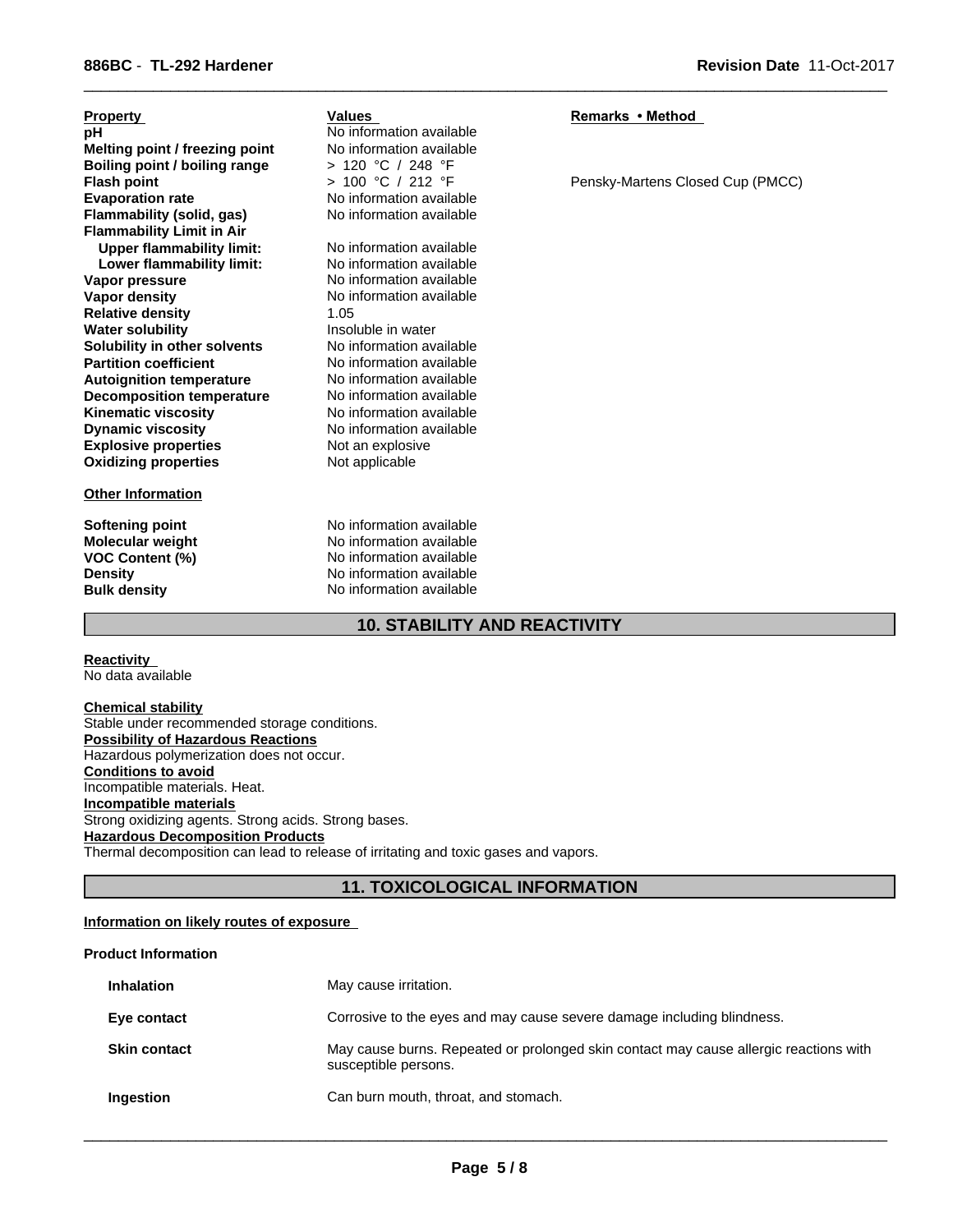| Property | Values | Remarks • Method |
|---|---|---|
| **pH** | No information available | |
| **Melting point / freezing point** | No information available | |
| **Boiling point / boiling range** | > 120 °C / 248 °F | |
| **Flash point** | > 100 °C / 212 °F | Pensky-Martens Closed Cup (PMCC) |
| **Evaporation rate** | No information available | |
| **Flammability (solid, gas)** | No information available | |
| **Flammability Limit in Air** | | |
| **Upper flammability limit:** | No information available | |
| **Lower flammability limit:** | No information available | |
| **Vapor pressure** | No information available | |
| **Vapor density** | No information available | |
| **Relative density** | 1.05 | |
| **Water solubility** | Insoluble in water | |
| **Solubility in other solvents** | No information available | |
| **Partition coefficient** | No information available | |
| **Autoignition temperature** | No information available | |
| **Decomposition temperature** | No information available | |
| **Kinematic viscosity** | No information available | |
| **Dynamic viscosity** | No information available | |
| **Explosive properties** | Not an explosive | |
| **Oxidizing properties** | Not applicable | |

**Other Information**

| | |
|---|---|
| **Softening point** | No information available |
| **Molecular weight** | No information available |
| **VOC Content (%)** | No information available |
| **Density** | No information available |
| **Bulk density** | No information available |

## 10. STABILITY AND REACTIVITY

**Reactivity**
No data available

**Chemical stability**
Stable under recommended storage conditions.
**Possibility of Hazardous Reactions**
Hazardous polymerization does not occur.
**Conditions to avoid**
Incompatible materials. Heat.
**Incompatible materials**
Strong oxidizing agents. Strong acids. Strong bases.
**Hazardous Decomposition Products**
Thermal decomposition can lead to release of irritating and toxic gases and vapors.

## 11. TOXICOLOGICAL INFORMATION

**Information on likely routes of exposure**

**Product Information**

| | |
|---|---|
| **Inhalation** | May cause irritation. |
| **Eye contact** | Corrosive to the eyes and may cause severe damage including blindness. |
| **Skin contact** | May cause burns. Repeated or prolonged skin contact may cause allergic reactions with susceptible persons. |
| **Ingestion** | Can burn mouth, throat, and stomach. |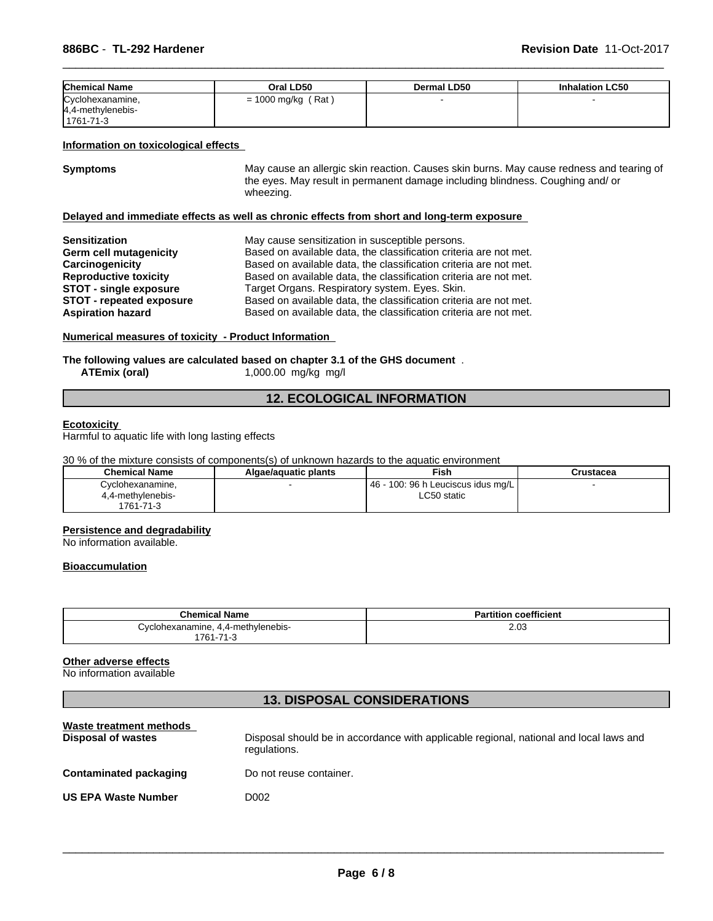| Chemical Name | Oral LD50 | Dermal LD50 | Inhalation LC50 |
| --- | --- | --- | --- |
| Cyclohexanamine, 4,4-methylenebis- 1761-71-3 | = 1000 mg/kg ( Rat ) | - | - |

**Information on toxicological effects**

**Symptoms** May cause an allergic skin reaction. Causes skin burns. May cause redness and tearing of the eyes. May result in permanent damage including blindness. Coughing and/ or wheezing.

**Delayed and immediate effects as well as chronic effects from short and long-term exposure**

**Sensitization** May cause sensitization in susceptible persons.
**Germ cell mutagenicity** Based on available data, the classification criteria are not met.
**Carcinogenicity** Based on available data, the classification criteria are not met.
**Reproductive toxicity** Based on available data, the classification criteria are not met.
**STOT - single exposure** Target Organs. Respiratory system. Eyes. Skin.
**STOT - repeated exposure** Based on available data, the classification criteria are not met.
**Aspiration hazard** Based on available data, the classification criteria are not met.

**Numerical measures of toxicity - Product Information**

**The following values are calculated based on chapter 3.1 of the GHS document** .
**ATEmix (oral)** 1,000.00 mg/kg mg/l

## 12. ECOLOGICAL INFORMATION

**Ecotoxicity**
Harmful to aquatic life with long lasting effects

30 % of the mixture consists of components(s) of unknown hazards to the aquatic environment

| Chemical Name | Algae/aquatic plants | Fish | Crustacea |
| --- | --- | --- | --- |
| Cyclohexanamine, 4,4-methylenebis- 1761-71-3 | - | 46 - 100: 96 h Leuciscus idus mg/L LC50 static | - |

**Persistence and degradability**
No information available.

**Bioaccumulation**

| Chemical Name | Partition coefficient |
| --- | --- |
| Cyclohexanamine, 4,4-methylenebis- 1761-71-3 | 2.03 |

**Other adverse effects**
No information available

## 13. DISPOSAL CONSIDERATIONS

**Waste treatment methods**
**Disposal of wastes** Disposal should be in accordance with applicable regional, national and local laws and regulations.

**Contaminated packaging** Do not reuse container.

**US EPA Waste Number** D002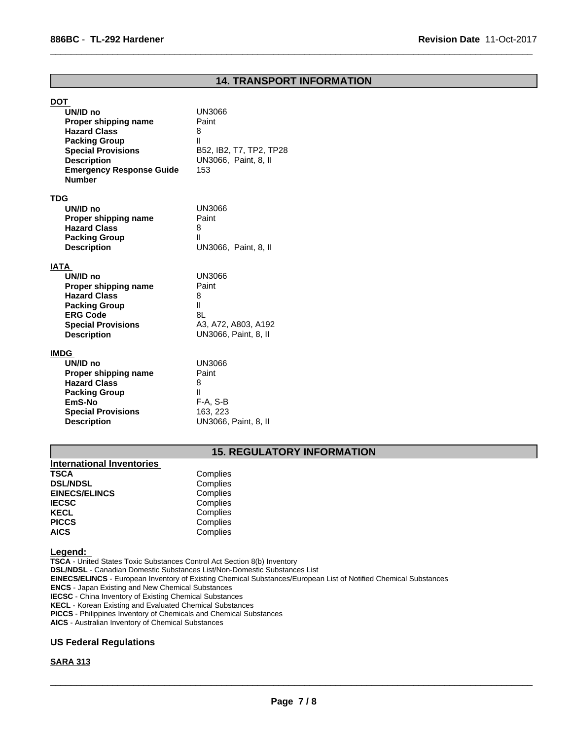## 14. TRANSPORT INFORMATION

### DOT

| | |
|---|---|
| **UN/ID no** | UN3066 |
| **Proper shipping name** | Paint |
| **Hazard Class** | 8 |
| **Packing Group** | II |
| **Special Provisions** | B52, IB2, T7, TP2, TP28 |
| **Description** | UN3066, Paint, 8, II |
| **Emergency Response Guide Number** | 153 |

### TDG

| | |
|---|---|
| **UN/ID no** | UN3066 |
| **Proper shipping name** | Paint |
| **Hazard Class** | 8 |
| **Packing Group** | II |
| **Description** | UN3066, Paint, 8, II |

### IATA

| | |
|---|---|
| **UN/ID no** | UN3066 |
| **Proper shipping name** | Paint |
| **Hazard Class** | 8 |
| **Packing Group** | II |
| **ERG Code** | 8L |
| **Special Provisions** | A3, A72, A803, A192 |
| **Description** | UN3066, Paint, 8, II |

### IMDG

| | |
|---|---|
| **UN/ID no** | UN3066 |
| **Proper shipping name** | Paint |
| **Hazard Class** | 8 |
| **Packing Group** | II |
| **EmS-No** | F-A, S-B |
| **Special Provisions** | 163, 223 |
| **Description** | UN3066, Paint, 8, II |

## 15. REGULATORY INFORMATION

### International Inventories

| | |
|---|---|
| **TSCA** | Complies |
| **DSL/NDSL** | Complies |
| **EINECS/ELINCS** | Complies |
| **IECSC** | Complies |
| **KECL** | Complies |
| **PICCS** | Complies |
| **AICS** | Complies |

**Legend:**

**TSCA** - United States Toxic Substances Control Act Section 8(b) Inventory
**DSL/NDSL** - Canadian Domestic Substances List/Non-Domestic Substances List
**EINECS/ELINCS** - European Inventory of Existing Chemical Substances/European List of Notified Chemical Substances
**ENCS** - Japan Existing and New Chemical Substances
**IECSC** - China Inventory of Existing Chemical Substances
**KECL** - Korean Existing and Evaluated Chemical Substances
**PICCS** - Philippines Inventory of Chemicals and Chemical Substances
**AICS** - Australian Inventory of Chemical Substances

### US Federal Regulations

**SARA 313**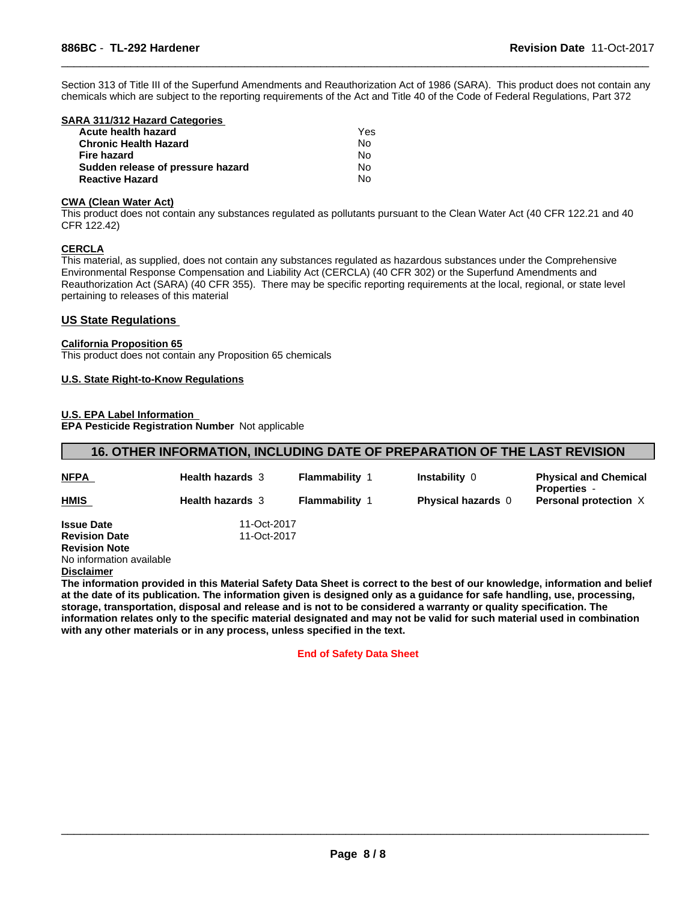Section 313 of Title III of the Superfund Amendments and Reauthorization Act of 1986 (SARA). This product does not contain any chemicals which are subject to the reporting requirements of the Act and Title 40 of the Code of Federal Regulations, Part 372

**SARA 311/312 Hazard Categories**

| | |
|---|---|
| **Acute health hazard** | Yes |
| **Chronic Health Hazard** | No |
| **Fire hazard** | No |
| **Sudden release of pressure hazard** | No |
| **Reactive Hazard** | No |

**CWA (Clean Water Act)**

This product does not contain any substances regulated as pollutants pursuant to the Clean Water Act (40 CFR 122.21 and 40 CFR 122.42)

**CERCLA**

This material, as supplied, does not contain any substances regulated as hazardous substances under the Comprehensive Environmental Response Compensation and Liability Act (CERCLA) (40 CFR 302) or the Superfund Amendments and Reauthorization Act (SARA) (40 CFR 355). There may be specific reporting requirements at the local, regional, or state level pertaining to releases of this material

### US State Regulations

**California Proposition 65**

This product does not contain any Proposition 65 chemicals

**U.S. State Right-to-Know Regulations**

**U.S. EPA Label Information**

**EPA Pesticide Registration Number** Not applicable

## 16. OTHER INFORMATION, INCLUDING DATE OF PREPARATION OF THE LAST REVISION

| | | | | |
|---|---|---|---|---|
| **NFPA** | **Health hazards** 3 | **Flammability** 1 | **Instability** 0 | **Physical and Chemical Properties** - |
| **HMIS** | **Health hazards** 3 | **Flammability** 1 | **Physical hazards** 0 | **Personal protection** X |

**Issue Date** 11-Oct-2017

**Revision Date** 11-Oct-2017

**Revision Note**

No information available

**Disclaimer**

**The information provided in this Material Safety Data Sheet is correct to the best of our knowledge, information and belief at the date of its publication. The information given is designed only as a guidance for safe handling, use, processing, storage, transportation, disposal and release and is not to be considered a warranty or quality specification. The information relates only to the specific material designated and may not be valid for such material used in combination with any other materials or in any process, unless specified in the text.**

**End of Safety Data Sheet**